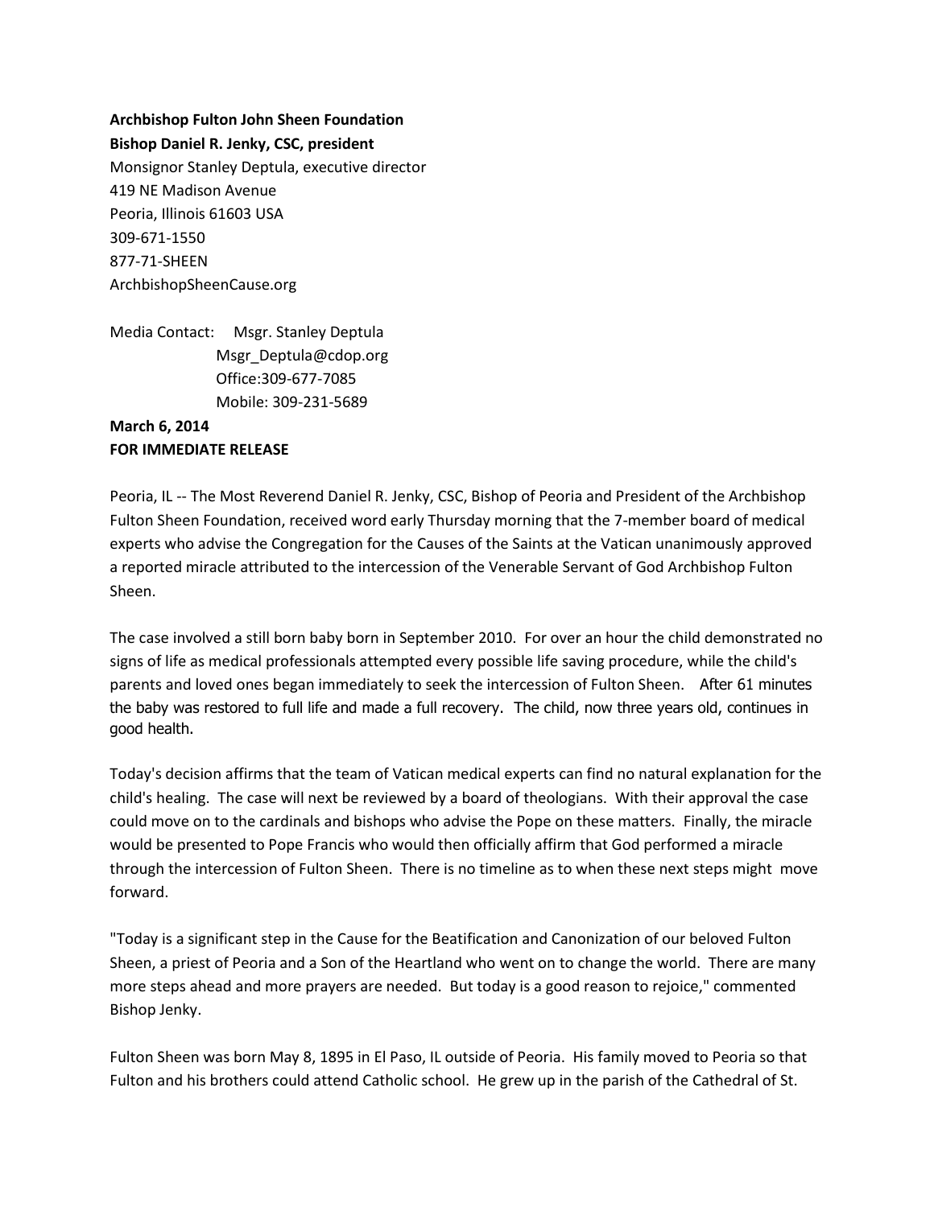**Archbishop Fulton John Sheen Foundation**
**Bishop Daniel R. Jenky, CSC, president**
Monsignor Stanley Deptula, executive director
419 NE Madison Avenue
Peoria, Illinois 61603 USA
309-671-1550
877-71-SHEEN
ArchbishopSheenCause.org

Media Contact: Msgr. Stanley Deptula
Msgr_Deptula@cdop.org
Office:309-677-7085
Mobile: 309-231-5689

**March 6, 2014**
**FOR IMMEDIATE RELEASE**

Peoria, IL -- The Most Reverend Daniel R. Jenky, CSC, Bishop of Peoria and President of the Archbishop Fulton Sheen Foundation, received word early Thursday morning that the 7-member board of medical experts who advise the Congregation for the Causes of the Saints at the Vatican unanimously approved a reported miracle attributed to the intercession of the Venerable Servant of God Archbishop Fulton Sheen.

The case involved a still born baby born in September 2010. For over an hour the child demonstrated no signs of life as medical professionals attempted every possible life saving procedure, while the child's parents and loved ones began immediately to seek the intercession of Fulton Sheen. After 61 minutes the baby was restored to full life and made a full recovery. The child, now three years old, continues in good health.

Today's decision affirms that the team of Vatican medical experts can find no natural explanation for the child's healing. The case will next be reviewed by a board of theologians. With their approval the case could move on to the cardinals and bishops who advise the Pope on these matters. Finally, the miracle would be presented to Pope Francis who would then officially affirm that God performed a miracle through the intercession of Fulton Sheen. There is no timeline as to when these next steps might move forward.

"Today is a significant step in the Cause for the Beatification and Canonization of our beloved Fulton Sheen, a priest of Peoria and a Son of the Heartland who went on to change the world. There are many more steps ahead and more prayers are needed. But today is a good reason to rejoice," commented Bishop Jenky.

Fulton Sheen was born May 8, 1895 in El Paso, IL outside of Peoria. His family moved to Peoria so that Fulton and his brothers could attend Catholic school. He grew up in the parish of the Cathedral of St.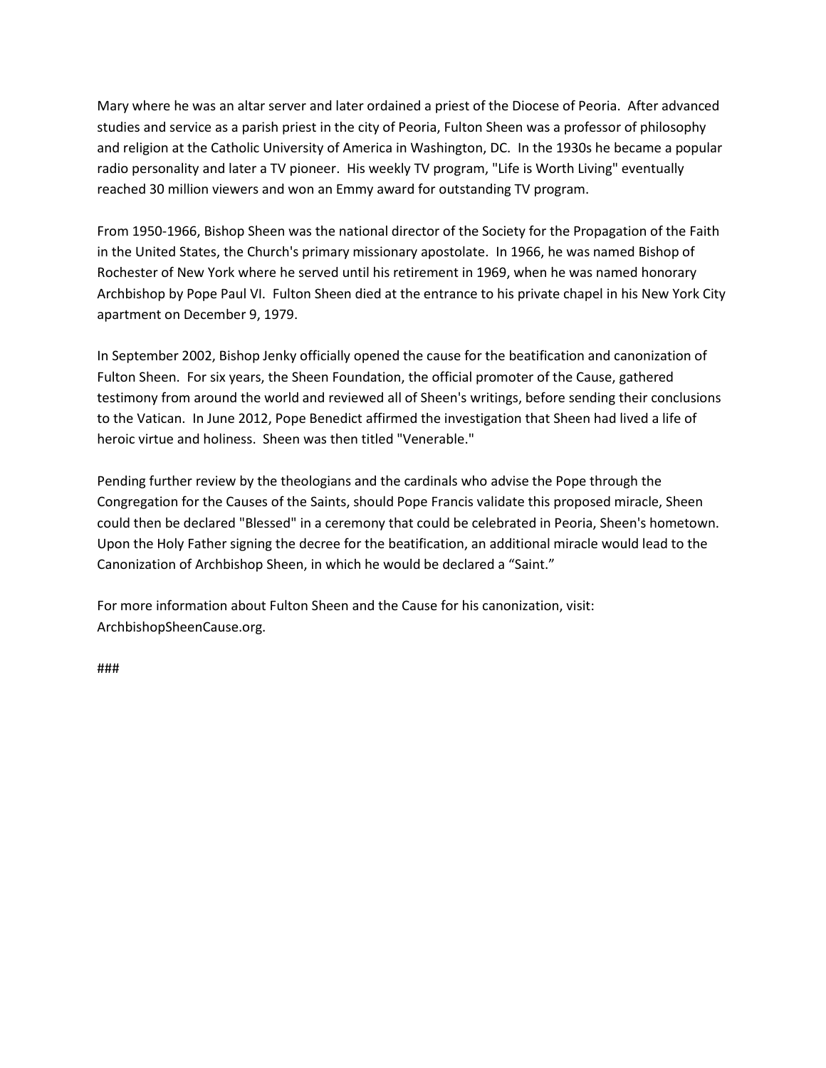Mary where he was an altar server and later ordained a priest of the Diocese of Peoria. After advanced studies and service as a parish priest in the city of Peoria, Fulton Sheen was a professor of philosophy and religion at the Catholic University of America in Washington, DC. In the 1930s he became a popular radio personality and later a TV pioneer. His weekly TV program, "Life is Worth Living" eventually reached 30 million viewers and won an Emmy award for outstanding TV program.

From 1950-1966, Bishop Sheen was the national director of the Society for the Propagation of the Faith in the United States, the Church's primary missionary apostolate. In 1966, he was named Bishop of Rochester of New York where he served until his retirement in 1969, when he was named honorary Archbishop by Pope Paul VI. Fulton Sheen died at the entrance to his private chapel in his New York City apartment on December 9, 1979.

In September 2002, Bishop Jenky officially opened the cause for the beatification and canonization of Fulton Sheen. For six years, the Sheen Foundation, the official promoter of the Cause, gathered testimony from around the world and reviewed all of Sheen's writings, before sending their conclusions to the Vatican. In June 2012, Pope Benedict affirmed the investigation that Sheen had lived a life of heroic virtue and holiness. Sheen was then titled "Venerable."

Pending further review by the theologians and the cardinals who advise the Pope through the Congregation for the Causes of the Saints, should Pope Francis validate this proposed miracle, Sheen could then be declared "Blessed" in a ceremony that could be celebrated in Peoria, Sheen's hometown. Upon the Holy Father signing the decree for the beatification, an additional miracle would lead to the Canonization of Archbishop Sheen, in which he would be declared a "Saint."

For more information about Fulton Sheen and the Cause for his canonization, visit: ArchbishopSheenCause.org.

###